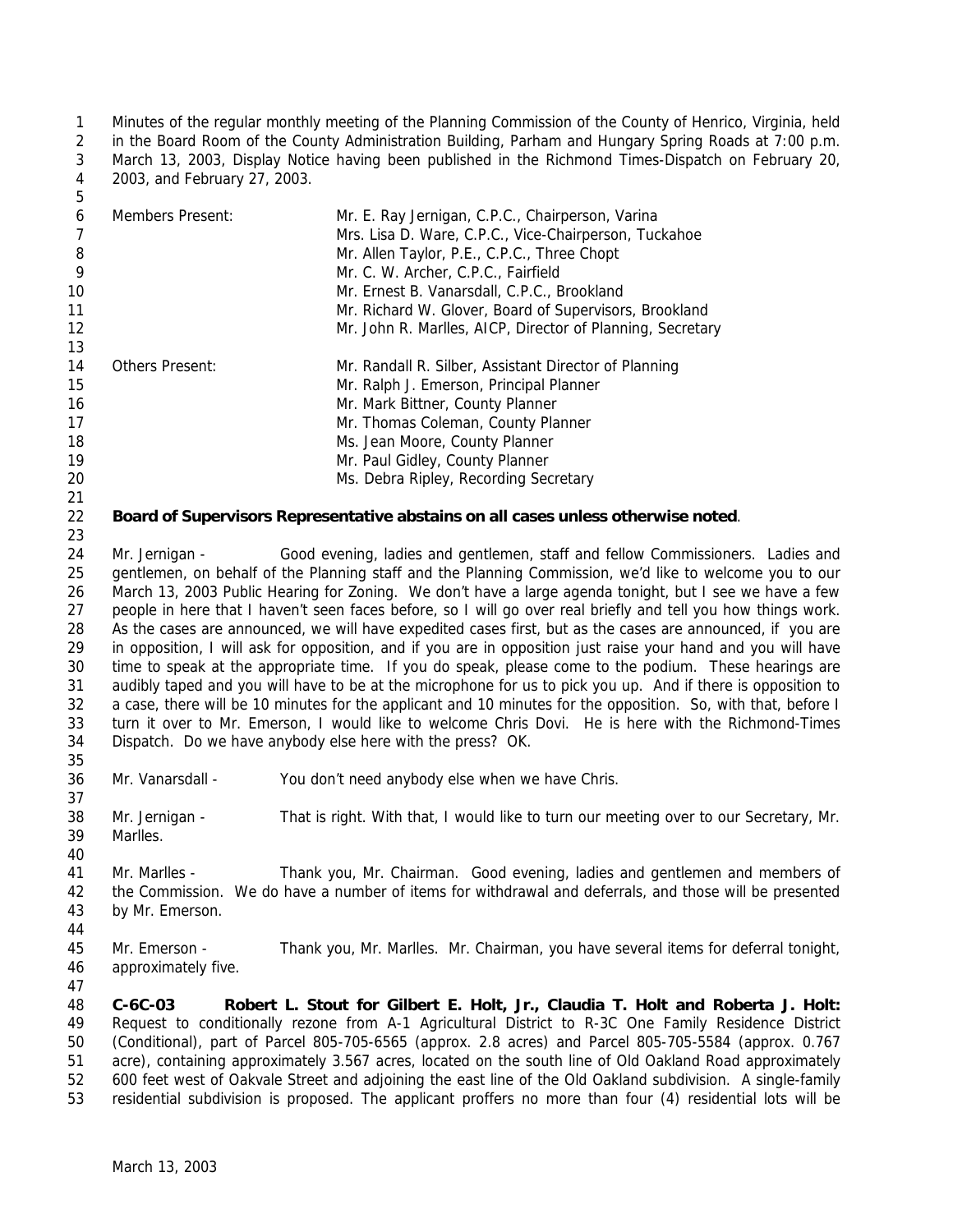Minutes of the regular monthly meeting of the Planning Commission of the County of Henrico, Virginia, held in the Board Room of the County Administration Building, Parham and Hungary Spring Roads at 7:00 p.m. March 13, 2003, Display Notice having been published in the Richmond Times-Dispatch on February 20, 2003, and February 27, 2003.

| | |
|---|---|
| Members Present: | Mr. E. Ray Jernigan, C.P.C., Chairperson, Varina |
| | Mrs. Lisa D. Ware, C.P.C., Vice-Chairperson, Tuckahoe |
| | Mr. Allen Taylor, P.E., C.P.C., Three Chopt |
| | Mr. C. W. Archer, C.P.C., Fairfield |
| | Mr. Ernest B. Vanarsdall, C.P.C., Brookland |
| | Mr. Richard W. Glover, Board of Supervisors, Brookland |
| | Mr. John R. Marlles, AICP, Director of Planning, Secretary |
| Others Present: | Mr. Randall R. Silber, Assistant Director of Planning |
| | Mr. Ralph J. Emerson, Principal Planner |
| | Mr. Mark Bittner, County Planner |
| | Mr. Thomas Coleman, County Planner |
| | Ms. Jean Moore, County Planner |
| | Mr. Paul Gidley, County Planner |
| | Ms. Debra Ripley, Recording Secretary |

**Board of Supervisors Representative abstains on all cases unless otherwise noted**.

Mr. Jernigan - Good evening, ladies and gentlemen, staff and fellow Commissioners. Ladies and gentlemen, on behalf of the Planning staff and the Planning Commission, we'd like to welcome you to our March 13, 2003 Public Hearing for Zoning. We don't have a large agenda tonight, but I see we have a few people in here that I haven't seen faces before, so I will go over real briefly and tell you how things work. As the cases are announced, we will have expedited cases first, but as the cases are announced, if you are in opposition, I will ask for opposition, and if you are in opposition just raise your hand and you will have time to speak at the appropriate time. If you do speak, please come to the podium. These hearings are audibly taped and you will have to be at the microphone for us to pick you up. And if there is opposition to a case, there will be 10 minutes for the applicant and 10 minutes for the opposition. So, with that, before I turn it over to Mr. Emerson, I would like to welcome Chris Dovi. He is here with the Richmond-Times Dispatch. Do we have anybody else here with the press? OK.

Mr. Vanarsdall - You don't need anybody else when we have Chris.

Mr. Jernigan - That is right. With that, I would like to turn our meeting over to our Secretary, Mr. Marlles.

Mr. Marlles - Thank you, Mr. Chairman. Good evening, ladies and gentlemen and members of the Commission. We do have a number of items for withdrawal and deferrals, and those will be presented by Mr. Emerson.

Mr. Emerson - Thank you, Mr. Marlles. Mr. Chairman, you have several items for deferral tonight, approximately five.

**C-6C-03 Robert L. Stout for Gilbert E. Holt, Jr., Claudia T. Holt and Roberta J. Holt:** Request to conditionally rezone from A-1 Agricultural District to R-3C One Family Residence District (Conditional), part of Parcel 805-705-6565 (approx. 2.8 acres) and Parcel 805-705-5584 (approx. 0.767 acre), containing approximately 3.567 acres, located on the south line of Old Oakland Road approximately 600 feet west of Oakvale Street and adjoining the east line of the Old Oakland subdivision. A single-family residential subdivision is proposed. The applicant proffers no more than four (4) residential lots will be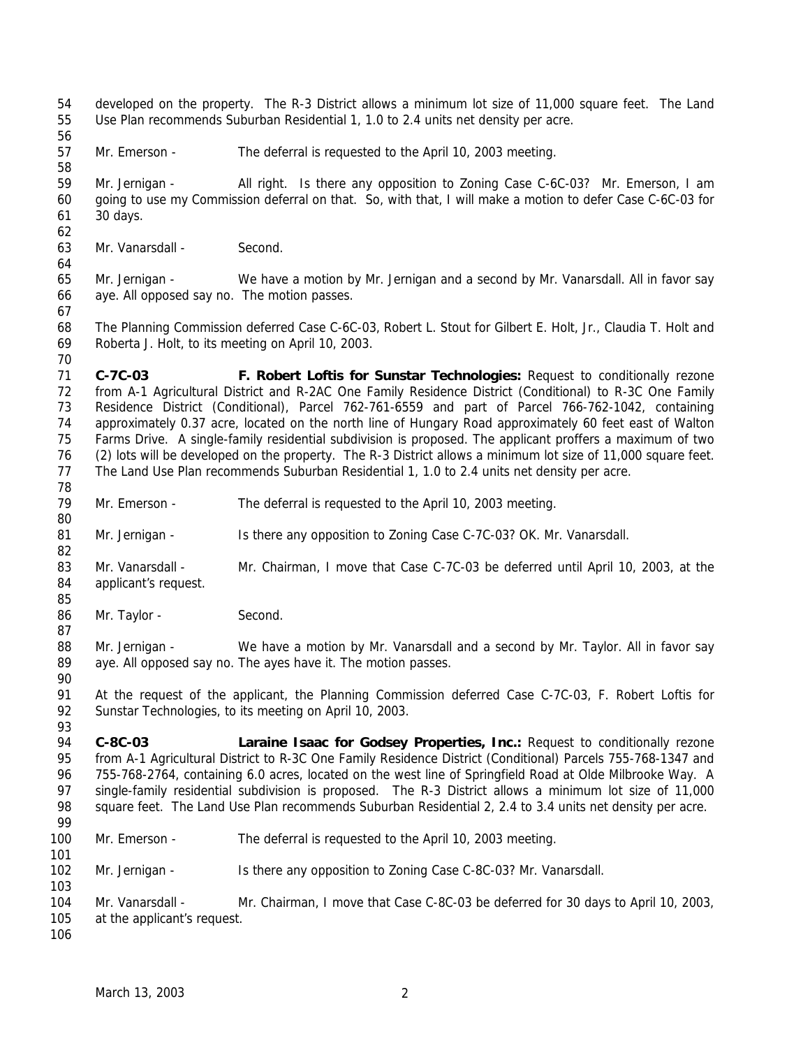developed on the property. The R-3 District allows a minimum lot size of 11,000 square feet. The Land Use Plan recommends Suburban Residential 1, 1.0 to 2.4 units net density per acre.

Mr. Emerson - The deferral is requested to the April 10, 2003 meeting.

Mr. Jernigan - All right. Is there any opposition to Zoning Case C-6C-03? Mr. Emerson, I am going to use my Commission deferral on that. So, with that, I will make a motion to defer Case C-6C-03 for 30 days.

Mr. Vanarsdall - Second.

Mr. Jernigan - We have a motion by Mr. Jernigan and a second by Mr. Vanarsdall. All in favor say aye. All opposed say no. The motion passes.

The Planning Commission deferred Case C-6C-03, Robert L. Stout for Gilbert E. Holt, Jr., Claudia T. Holt and Roberta J. Holt, to its meeting on April 10, 2003.

**C-7C-03 F. Robert Loftis for Sunstar Technologies:** Request to conditionally rezone from A-1 Agricultural District and R-2AC One Family Residence District (Conditional) to R-3C One Family Residence District (Conditional), Parcel 762-761-6559 and part of Parcel 766-762-1042, containing approximately 0.37 acre, located on the north line of Hungary Road approximately 60 feet east of Walton Farms Drive. A single-family residential subdivision is proposed. The applicant proffers a maximum of two (2) lots will be developed on the property. The R-3 District allows a minimum lot size of 11,000 square feet. The Land Use Plan recommends Suburban Residential 1, 1.0 to 2.4 units net density per acre.

Mr. Emerson - The deferral is requested to the April 10, 2003 meeting.

Mr. Jernigan - Is there any opposition to Zoning Case C-7C-03? OK. Mr. Vanarsdall.

Mr. Vanarsdall - Mr. Chairman, I move that Case C-7C-03 be deferred until April 10, 2003, at the applicant's request.

Mr. Taylor - Second.

Mr. Jernigan - We have a motion by Mr. Vanarsdall and a second by Mr. Taylor. All in favor say aye. All opposed say no. The ayes have it. The motion passes.

At the request of the applicant, the Planning Commission deferred Case C-7C-03, F. Robert Loftis for Sunstar Technologies, to its meeting on April 10, 2003.

**C-8C-03 Laraine Isaac for Godsey Properties, Inc.:** Request to conditionally rezone from A-1 Agricultural District to R-3C One Family Residence District (Conditional) Parcels 755-768-1347 and 755-768-2764, containing 6.0 acres, located on the west line of Springfield Road at Olde Milbrooke Way. A single-family residential subdivision is proposed. The R-3 District allows a minimum lot size of 11,000 square feet. The Land Use Plan recommends Suburban Residential 2, 2.4 to 3.4 units net density per acre.

Mr. Emerson - The deferral is requested to the April 10, 2003 meeting.

Mr. Jernigan - Is there any opposition to Zoning Case C-8C-03? Mr. Vanarsdall.

Mr. Vanarsdall - Mr. Chairman, I move that Case C-8C-03 be deferred for 30 days to April 10, 2003, at the applicant's request.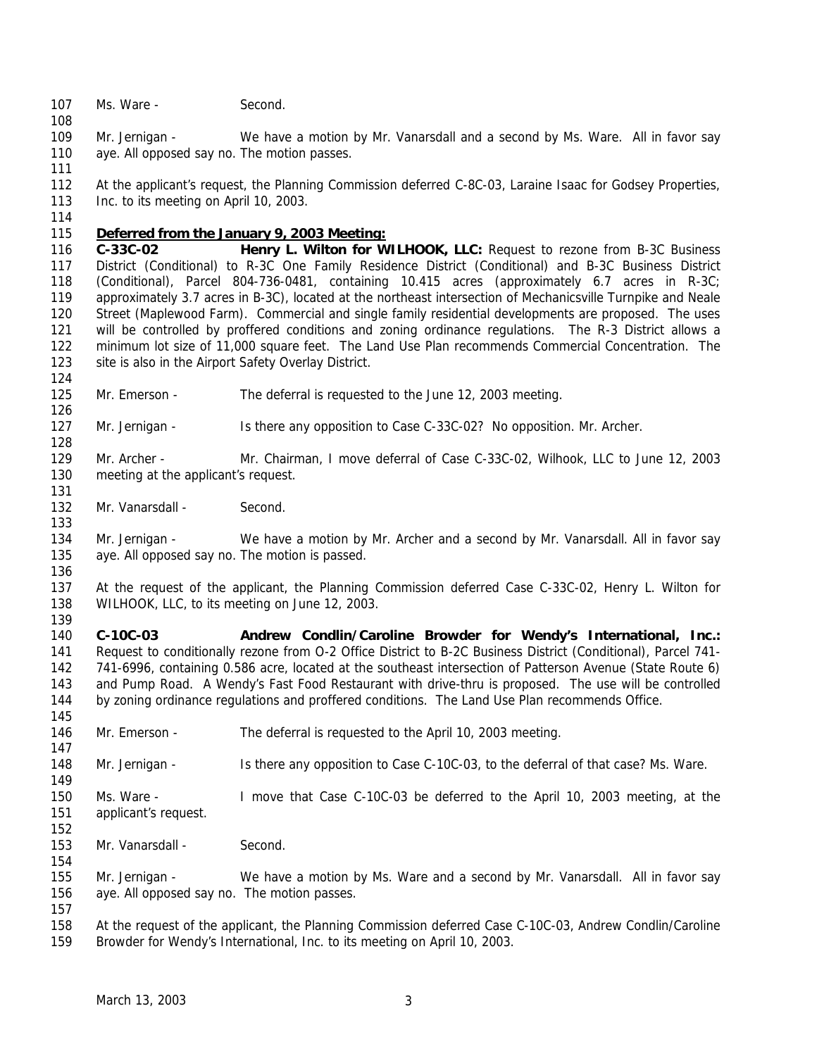Ms. Ware - Second.

Mr. Jernigan - We have a motion by Mr. Vanarsdall and a second by Ms. Ware. All in favor say aye. All opposed say no. The motion passes.

At the applicant's request, the Planning Commission deferred C-8C-03, Laraine Isaac for Godsey Properties, Inc. to its meeting on April 10, 2003.

**Deferred from the January 9, 2003 Meeting:**

**C-33C-02 Henry L. Wilton for WILHOOK, LLC:** Request to rezone from B-3C Business District (Conditional) to R-3C One Family Residence District (Conditional) and B-3C Business District (Conditional), Parcel 804-736-0481, containing 10.415 acres (approximately 6.7 acres in R-3C; approximately 3.7 acres in B-3C), located at the northeast intersection of Mechanicsville Turnpike and Neale Street (Maplewood Farm). Commercial and single family residential developments are proposed. The uses will be controlled by proffered conditions and zoning ordinance regulations. The R-3 District allows a minimum lot size of 11,000 square feet. The Land Use Plan recommends Commercial Concentration. The site is also in the Airport Safety Overlay District.

Mr. Emerson - The deferral is requested to the June 12, 2003 meeting.

Mr. Jernigan - Is there any opposition to Case C-33C-02? No opposition. Mr. Archer.

Mr. Archer - Mr. Chairman, I move deferral of Case C-33C-02, Wilhook, LLC to June 12, 2003 meeting at the applicant's request.

Mr. Vanarsdall - Second.

Mr. Jernigan - We have a motion by Mr. Archer and a second by Mr. Vanarsdall. All in favor say aye. All opposed say no. The motion is passed.

At the request of the applicant, the Planning Commission deferred Case C-33C-02, Henry L. Wilton for WILHOOK, LLC, to its meeting on June 12, 2003.

**C-10C-03 Andrew Condlin/Caroline Browder for Wendy's International, Inc.:** Request to conditionally rezone from O-2 Office District to B-2C Business District (Conditional), Parcel 741-741-6996, containing 0.586 acre, located at the southeast intersection of Patterson Avenue (State Route 6) and Pump Road. A Wendy's Fast Food Restaurant with drive-thru is proposed. The use will be controlled by zoning ordinance regulations and proffered conditions. The Land Use Plan recommends Office.

Mr. Emerson - The deferral is requested to the April 10, 2003 meeting.

Mr. Jernigan - Is there any opposition to Case C-10C-03, to the deferral of that case? Ms. Ware.

Ms. Ware - I move that Case C-10C-03 be deferred to the April 10, 2003 meeting, at the applicant's request.

Mr. Vanarsdall - Second.

Mr. Jernigan - We have a motion by Ms. Ware and a second by Mr. Vanarsdall. All in favor say aye. All opposed say no. The motion passes.

At the request of the applicant, the Planning Commission deferred Case C-10C-03, Andrew Condlin/Caroline Browder for Wendy's International, Inc. to its meeting on April 10, 2003.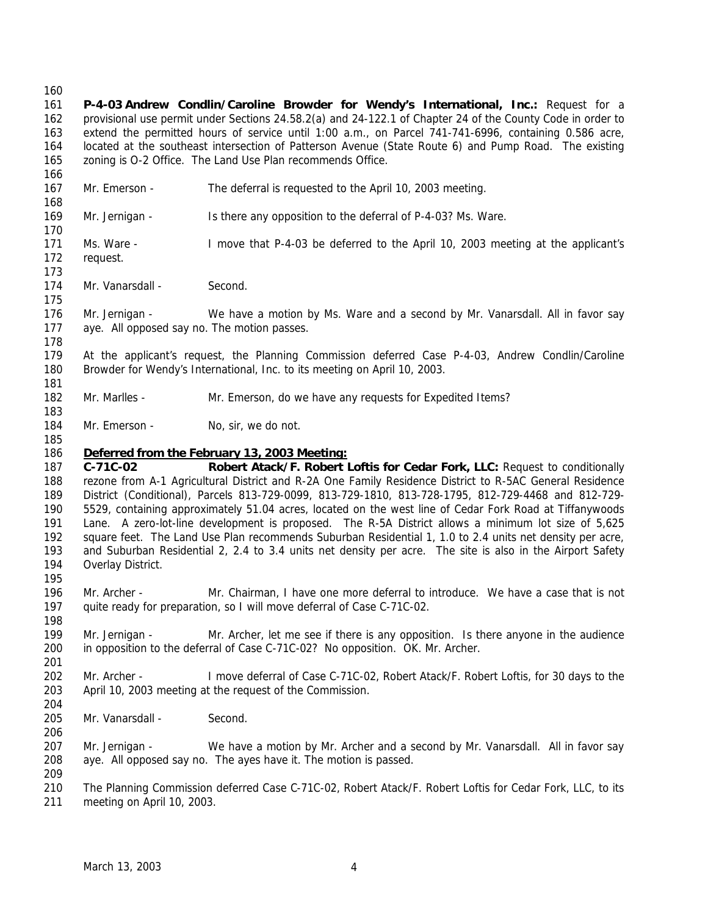**P-4-03 Andrew Condlin/Caroline Browder for Wendy's International, Inc.:** Request for a provisional use permit under Sections 24.58.2(a) and 24-122.1 of Chapter 24 of the County Code in order to extend the permitted hours of service until 1:00 a.m., on Parcel 741-741-6996, containing 0.586 acre, located at the southeast intersection of Patterson Avenue (State Route 6) and Pump Road. The existing zoning is O-2 Office. The Land Use Plan recommends Office.

Mr. Emerson - The deferral is requested to the April 10, 2003 meeting.

Mr. Jernigan - Is there any opposition to the deferral of P-4-03? Ms. Ware.

Ms. Ware - I move that P-4-03 be deferred to the April 10, 2003 meeting at the applicant's request.

Mr. Vanarsdall - Second.

Mr. Jernigan - We have a motion by Ms. Ware and a second by Mr. Vanarsdall. All in favor say aye. All opposed say no. The motion passes.

At the applicant's request, the Planning Commission deferred Case P-4-03, Andrew Condlin/Caroline Browder for Wendy's International, Inc. to its meeting on April 10, 2003.

Mr. Marlles - Mr. Emerson, do we have any requests for Expedited Items?

Mr. Emerson - No, sir, we do not.

**Deferred from the February 13, 2003 Meeting:**

**C-71C-02 Robert Atack/F. Robert Loftis for Cedar Fork, LLC:** Request to conditionally rezone from A-1 Agricultural District and R-2A One Family Residence District to R-5AC General Residence District (Conditional), Parcels 813-729-0099, 813-729-1810, 813-728-1795, 812-729-4468 and 812-729-5529, containing approximately 51.04 acres, located on the west line of Cedar Fork Road at Tiffanywoods Lane. A zero-lot-line development is proposed. The R-5A District allows a minimum lot size of 5,625 square feet. The Land Use Plan recommends Suburban Residential 1, 1.0 to 2.4 units net density per acre, and Suburban Residential 2, 2.4 to 3.4 units net density per acre. The site is also in the Airport Safety Overlay District.

Mr. Archer - Mr. Chairman, I have one more deferral to introduce. We have a case that is not quite ready for preparation, so I will move deferral of Case C-71C-02.

Mr. Jernigan - Mr. Archer, let me see if there is any opposition. Is there anyone in the audience in opposition to the deferral of Case C-71C-02? No opposition. OK. Mr. Archer.

Mr. Archer - I move deferral of Case C-71C-02, Robert Atack/F. Robert Loftis, for 30 days to the April 10, 2003 meeting at the request of the Commission.

Mr. Vanarsdall - Second.

Mr. Jernigan - We have a motion by Mr. Archer and a second by Mr. Vanarsdall. All in favor say aye. All opposed say no. The ayes have it. The motion is passed.

The Planning Commission deferred Case C-71C-02, Robert Atack/F. Robert Loftis for Cedar Fork, LLC, to its meeting on April 10, 2003.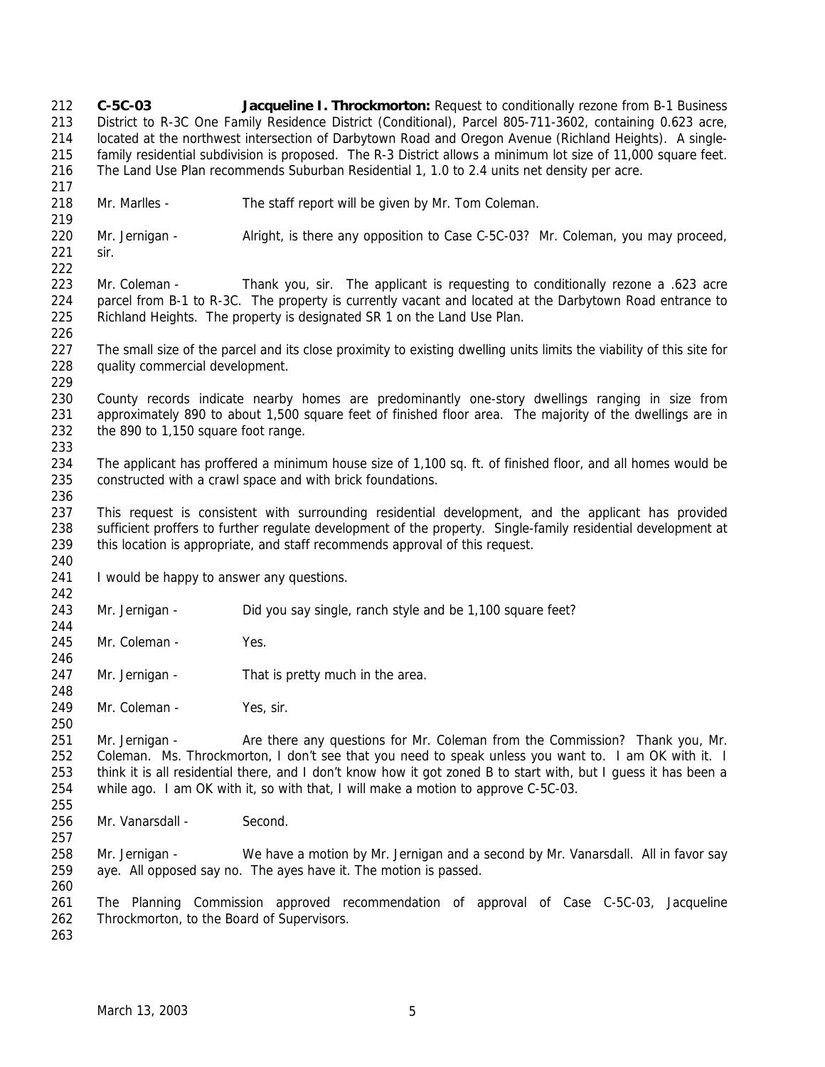**C-5C-03** **Jacqueline I. Throckmorton:** Request to conditionally rezone from B-1 Business District to R-3C One Family Residence District (Conditional), Parcel 805-711-3602, containing 0.623 acre, located at the northwest intersection of Darbytown Road and Oregon Avenue (Richland Heights). A single-family residential subdivision is proposed. The R-3 District allows a minimum lot size of 11,000 square feet. The Land Use Plan recommends Suburban Residential 1, 1.0 to 2.4 units net density per acre.

Mr. Marlles - The staff report will be given by Mr. Tom Coleman.

Mr. Jernigan - Alright, is there any opposition to Case C-5C-03? Mr. Coleman, you may proceed, sir.

Mr. Coleman - Thank you, sir. The applicant is requesting to conditionally rezone a .623 acre parcel from B-1 to R-3C. The property is currently vacant and located at the Darbytown Road entrance to Richland Heights. The property is designated SR 1 on the Land Use Plan.

The small size of the parcel and its close proximity to existing dwelling units limits the viability of this site for quality commercial development.

County records indicate nearby homes are predominantly one-story dwellings ranging in size from approximately 890 to about 1,500 square feet of finished floor area. The majority of the dwellings are in the 890 to 1,150 square foot range.

The applicant has proffered a minimum house size of 1,100 sq. ft. of finished floor, and all homes would be constructed with a crawl space and with brick foundations.

This request is consistent with surrounding residential development, and the applicant has provided sufficient proffers to further regulate development of the property. Single-family residential development at this location is appropriate, and staff recommends approval of this request.

I would be happy to answer any questions.

Mr. Jernigan - Did you say single, ranch style and be 1,100 square feet?

Mr. Coleman - Yes.

Mr. Jernigan - That is pretty much in the area.

Mr. Coleman - Yes, sir.

Mr. Jernigan - Are there any questions for Mr. Coleman from the Commission? Thank you, Mr. Coleman. Ms. Throckmorton, I don't see that you need to speak unless you want to. I am OK with it. I think it is all residential there, and I don't know how it got zoned B to start with, but I guess it has been a while ago. I am OK with it, so with that, I will make a motion to approve C-5C-03.

Mr. Vanarsdall - Second.

Mr. Jernigan - We have a motion by Mr. Jernigan and a second by Mr. Vanarsdall. All in favor say aye. All opposed say no. The ayes have it. The motion is passed.

The Planning Commission approved recommendation of approval of Case C-5C-03, Jacqueline Throckmorton, to the Board of Supervisors.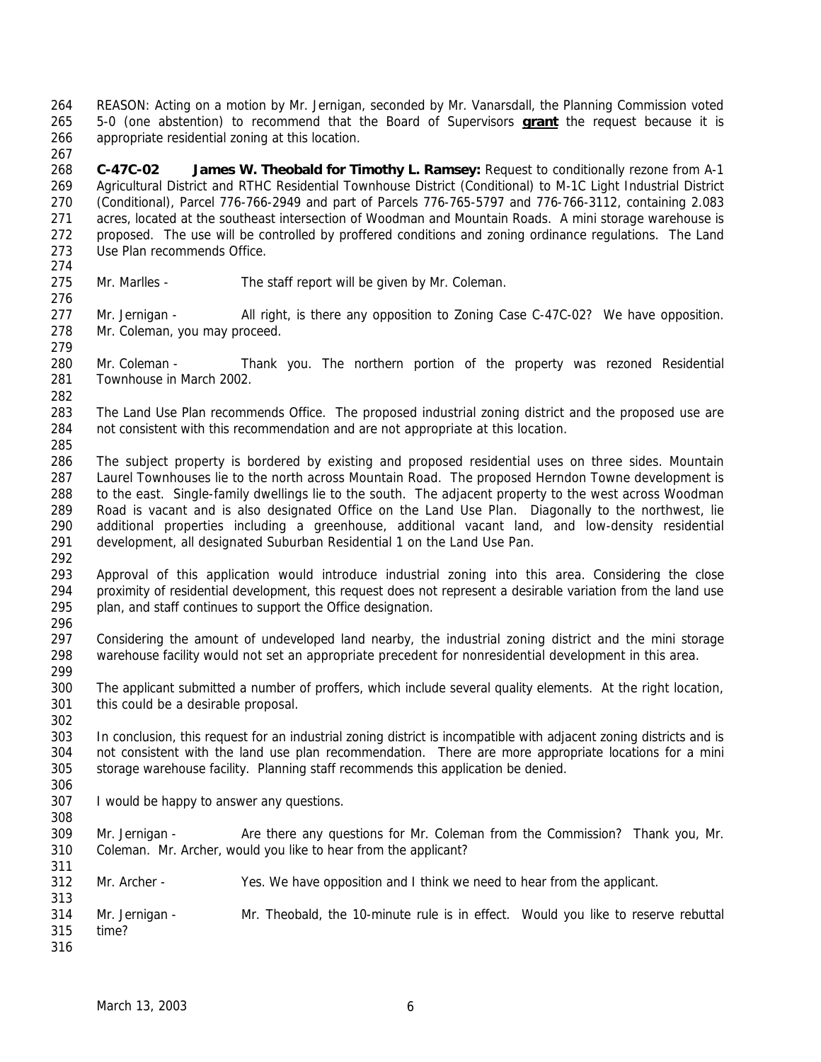REASON: Acting on a motion by Mr. Jernigan, seconded by Mr. Vanarsdall, the Planning Commission voted 5-0 (one abstention) to recommend that the Board of Supervisors **grant** the request because it is appropriate residential zoning at this location.

**C-47C-02 James W. Theobald for Timothy L. Ramsey:** Request to conditionally rezone from A-1 Agricultural District and RTHC Residential Townhouse District (Conditional) to M-1C Light Industrial District (Conditional), Parcel 776-766-2949 and part of Parcels 776-765-5797 and 776-766-3112, containing 2.083 acres, located at the southeast intersection of Woodman and Mountain Roads. A mini storage warehouse is proposed. The use will be controlled by proffered conditions and zoning ordinance regulations. The Land Use Plan recommends Office.

Mr. Marlles - The staff report will be given by Mr. Coleman.

Mr. Jernigan - All right, is there any opposition to Zoning Case C-47C-02? We have opposition. Mr. Coleman, you may proceed.

Mr. Coleman - Thank you. The northern portion of the property was rezoned Residential Townhouse in March 2002.

The Land Use Plan recommends Office. The proposed industrial zoning district and the proposed use are not consistent with this recommendation and are not appropriate at this location.

The subject property is bordered by existing and proposed residential uses on three sides. Mountain Laurel Townhouses lie to the north across Mountain Road. The proposed Herndon Towne development is to the east. Single-family dwellings lie to the south. The adjacent property to the west across Woodman Road is vacant and is also designated Office on the Land Use Plan. Diagonally to the northwest, lie additional properties including a greenhouse, additional vacant land, and low-density residential development, all designated Suburban Residential 1 on the Land Use Pan.

Approval of this application would introduce industrial zoning into this area. Considering the close proximity of residential development, this request does not represent a desirable variation from the land use plan, and staff continues to support the Office designation.

Considering the amount of undeveloped land nearby, the industrial zoning district and the mini storage warehouse facility would not set an appropriate precedent for nonresidential development in this area.

The applicant submitted a number of proffers, which include several quality elements. At the right location, this could be a desirable proposal.

In conclusion, this request for an industrial zoning district is incompatible with adjacent zoning districts and is not consistent with the land use plan recommendation. There are more appropriate locations for a mini storage warehouse facility. Planning staff recommends this application be denied.

I would be happy to answer any questions.

Mr. Jernigan - Are there any questions for Mr. Coleman from the Commission? Thank you, Mr. Coleman. Mr. Archer, would you like to hear from the applicant?

Mr. Archer - Yes. We have opposition and I think we need to hear from the applicant.

Mr. Jernigan - Mr. Theobald, the 10-minute rule is in effect. Would you like to reserve rebuttal time?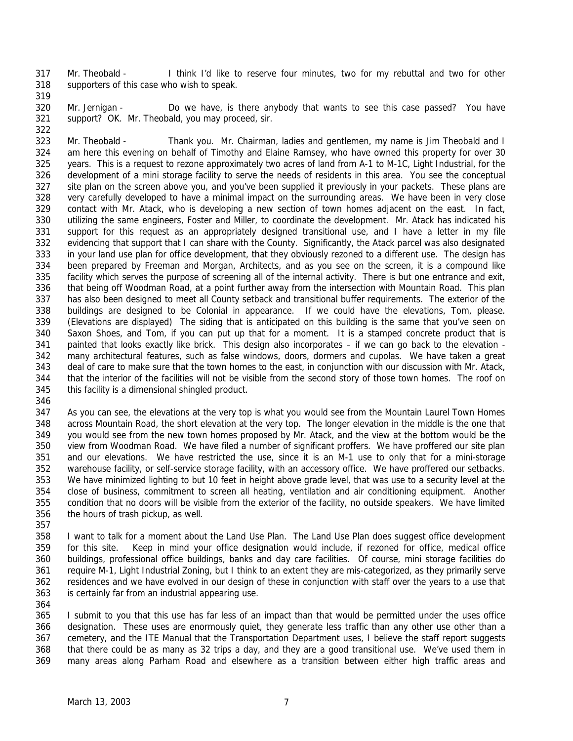317 Mr. Theobald - I think I'd like to reserve four minutes, two for my rebuttal and two for other
318 supporters of this case who wish to speak.
319
320 Mr. Jernigan - Do we have, is there anybody that wants to see this case passed? You have
321 support? OK. Mr. Theobald, you may proceed, sir.
322
323 Mr. Theobald - Thank you. Mr. Chairman, ladies and gentlemen, my name is Jim Theobald and I
324 am here this evening on behalf of Timothy and Elaine Ramsey, who have owned this property for over 30
325 years. This is a request to rezone approximately two acres of land from A-1 to M-1C, Light Industrial, for the
326 development of a mini storage facility to serve the needs of residents in this area. You see the conceptual
327 site plan on the screen above you, and you've been supplied it previously in your packets. These plans are
328 very carefully developed to have a minimal impact on the surrounding areas. We have been in very close
329 contact with Mr. Atack, who is developing a new section of town homes adjacent on the east. In fact,
330 utilizing the same engineers, Foster and Miller, to coordinate the development. Mr. Atack has indicated his
331 support for this request as an appropriately designed transitional use, and I have a letter in my file
332 evidencing that support that I can share with the County. Significantly, the Atack parcel was also designated
333 in your land use plan for office development, that they obviously rezoned to a different use. The design has
334 been prepared by Freeman and Morgan, Architects, and as you see on the screen, it is a compound like
335 facility which serves the purpose of screening all of the internal activity. There is but one entrance and exit,
336 that being off Woodman Road, at a point further away from the intersection with Mountain Road. This plan
337 has also been designed to meet all County setback and transitional buffer requirements. The exterior of the
338 buildings are designed to be Colonial in appearance. If we could have the elevations, Tom, please.
339 (Elevations are displayed) The siding that is anticipated on this building is the same that you've seen on
340 Saxon Shoes, and Tom, if you can put up that for a moment. It is a stamped concrete product that is
341 painted that looks exactly like brick. This design also incorporates – if we can go back to the elevation -
342 many architectural features, such as false windows, doors, dormers and cupolas. We have taken a great
343 deal of care to make sure that the town homes to the east, in conjunction with our discussion with Mr. Atack,
344 that the interior of the facilities will not be visible from the second story of those town homes. The roof on
345 this facility is a dimensional shingled product.
346
347 As you can see, the elevations at the very top is what you would see from the Mountain Laurel Town Homes
348 across Mountain Road, the short elevation at the very top. The longer elevation in the middle is the one that
349 you would see from the new town homes proposed by Mr. Atack, and the view at the bottom would be the
350 view from Woodman Road. We have filed a number of significant proffers. We have proffered our site plan
351 and our elevations. We have restricted the use, since it is an M-1 use to only that for a mini-storage
352 warehouse facility, or self-service storage facility, with an accessory office. We have proffered our setbacks.
353 We have minimized lighting to but 10 feet in height above grade level, that was use to a security level at the
354 close of business, commitment to screen all heating, ventilation and air conditioning equipment. Another
355 condition that no doors will be visible from the exterior of the facility, no outside speakers. We have limited
356 the hours of trash pickup, as well.
357
358 I want to talk for a moment about the Land Use Plan. The Land Use Plan does suggest office development
359 for this site. Keep in mind your office designation would include, if rezoned for office, medical office
360 buildings, professional office buildings, banks and day care facilities. Of course, mini storage facilities do
361 require M-1, Light Industrial Zoning, but I think to an extent they are mis-categorized, as they primarily serve
362 residences and we have evolved in our design of these in conjunction with staff over the years to a use that
363 is certainly far from an industrial appearing use.
364
365 I submit to you that this use has far less of an impact than that would be permitted under the uses office
366 designation. These uses are enormously quiet, they generate less traffic than any other use other than a
367 cemetery, and the ITE Manual that the Transportation Department uses, I believe the staff report suggests
368 that there could be as many as 32 trips a day, and they are a good transitional use. We've used them in
369 many areas along Parham Road and elsewhere as a transition between either high traffic areas and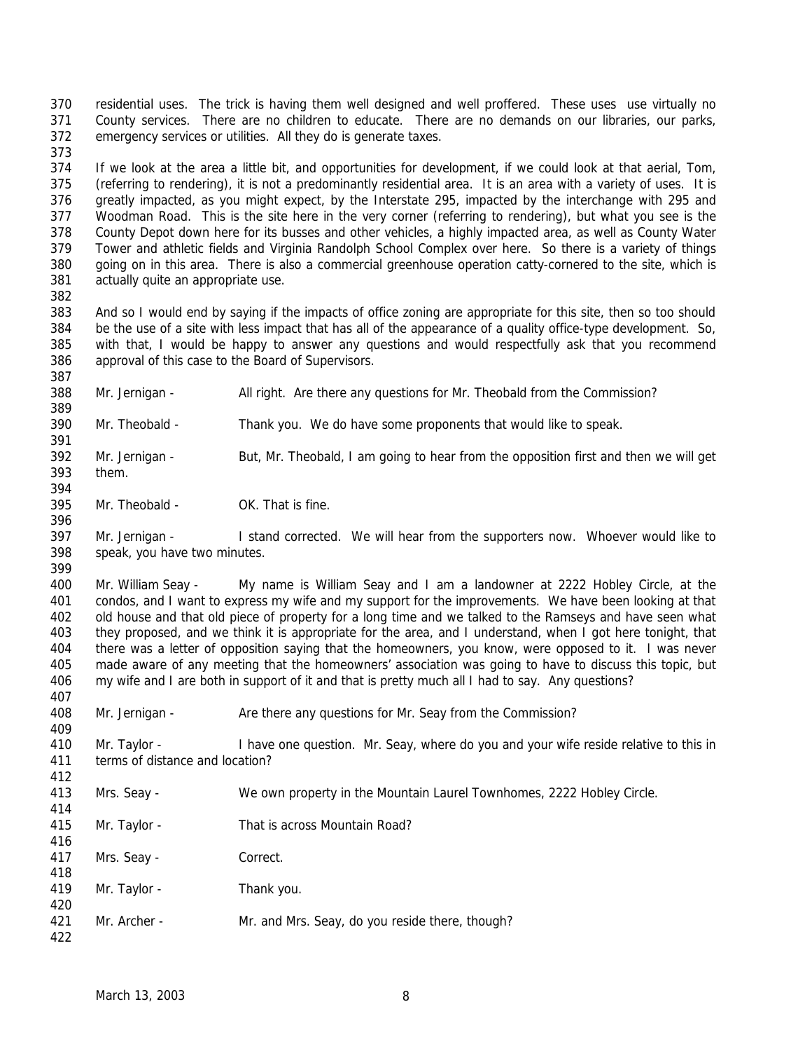residential uses. The trick is having them well designed and well proffered. These uses use virtually no County services. There are no children to educate. There are no demands on our libraries, our parks, emergency services or utilities. All they do is generate taxes.

If we look at the area a little bit, and opportunities for development, if we could look at that aerial, Tom, (referring to rendering), it is not a predominantly residential area. It is an area with a variety of uses. It is greatly impacted, as you might expect, by the Interstate 295, impacted by the interchange with 295 and Woodman Road. This is the site here in the very corner (referring to rendering), but what you see is the County Depot down here for its busses and other vehicles, a highly impacted area, as well as County Water Tower and athletic fields and Virginia Randolph School Complex over here. So there is a variety of things going on in this area. There is also a commercial greenhouse operation catty-cornered to the site, which is actually quite an appropriate use.

And so I would end by saying if the impacts of office zoning are appropriate for this site, then so too should be the use of a site with less impact that has all of the appearance of a quality office-type development. So, with that, I would be happy to answer any questions and would respectfully ask that you recommend approval of this case to the Board of Supervisors.

Mr. Jernigan - All right. Are there any questions for Mr. Theobald from the Commission?

Mr. Theobald - Thank you. We do have some proponents that would like to speak.

Mr. Jernigan - But, Mr. Theobald, I am going to hear from the opposition first and then we will get them.

Mr. Theobald - OK. That is fine.

Mr. Jernigan - I stand corrected. We will hear from the supporters now. Whoever would like to speak, you have two minutes.

Mr. William Seay - My name is William Seay and I am a landowner at 2222 Hobley Circle, at the condos, and I want to express my wife and my support for the improvements. We have been looking at that old house and that old piece of property for a long time and we talked to the Ramseys and have seen what they proposed, and we think it is appropriate for the area, and I understand, when I got here tonight, that there was a letter of opposition saying that the homeowners, you know, were opposed to it. I was never made aware of any meeting that the homeowners' association was going to have to discuss this topic, but my wife and I are both in support of it and that is pretty much all I had to say. Any questions?

Mr. Jernigan - Are there any questions for Mr. Seay from the Commission?

Mr. Taylor - I have one question. Mr. Seay, where do you and your wife reside relative to this in terms of distance and location?

Mrs. Seay - We own property in the Mountain Laurel Townhomes, 2222 Hobley Circle.

Mr. Taylor - That is across Mountain Road?

Mrs. Seay - Correct.

Mr. Taylor - Thank you.

Mr. Archer - Mr. and Mrs. Seay, do you reside there, though?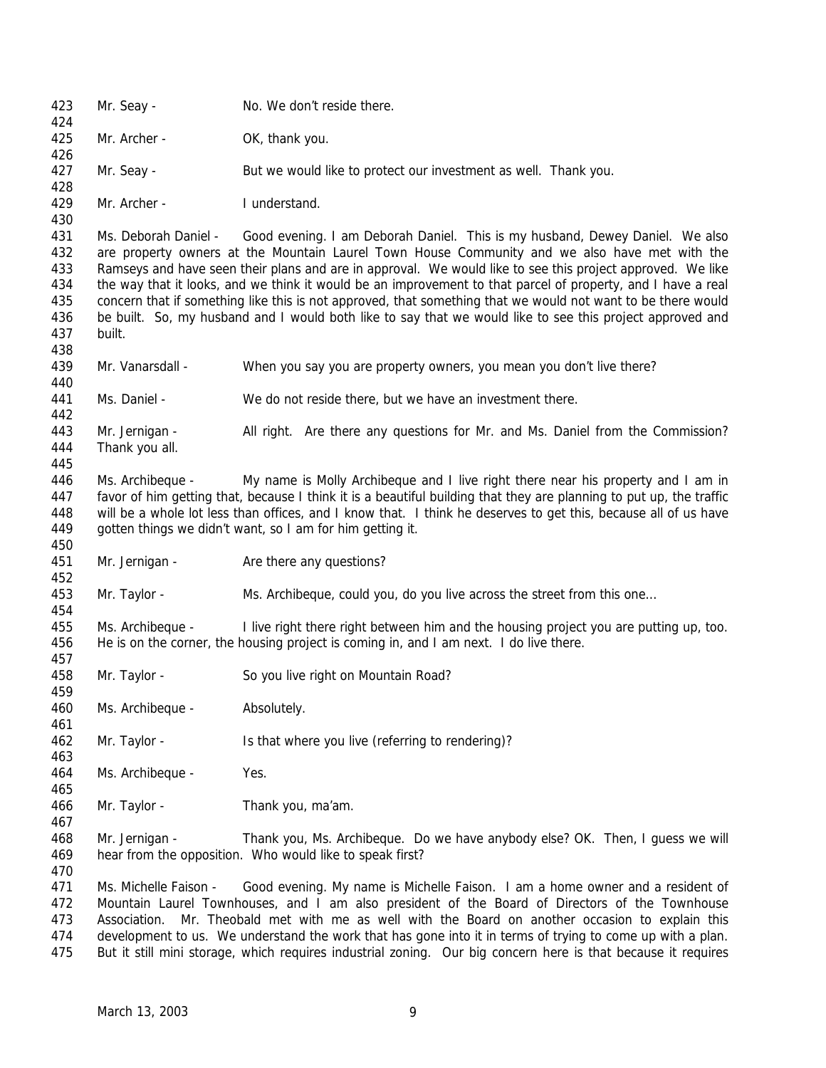Mr. Seay - No. We don't reside there.

Mr. Archer - OK, thank you.

Mr. Seay - But we would like to protect our investment as well. Thank you.

Mr. Archer - I understand.

Ms. Deborah Daniel - Good evening. I am Deborah Daniel. This is my husband, Dewey Daniel. We also are property owners at the Mountain Laurel Town House Community and we also have met with the Ramseys and have seen their plans and are in approval. We would like to see this project approved. We like the way that it looks, and we think it would be an improvement to that parcel of property, and I have a real concern that if something like this is not approved, that something that we would not want to be there would be built. So, my husband and I would both like to say that we would like to see this project approved and built.

Mr. Vanarsdall - When you say you are property owners, you mean you don't live there?

Ms. Daniel - We do not reside there, but we have an investment there.

Mr. Jernigan - All right. Are there any questions for Mr. and Ms. Daniel from the Commission? Thank you all.

Ms. Archibeque - My name is Molly Archibeque and I live right there near his property and I am in favor of him getting that, because I think it is a beautiful building that they are planning to put up, the traffic will be a whole lot less than offices, and I know that. I think he deserves to get this, because all of us have gotten things we didn't want, so I am for him getting it.

Mr. Jernigan - Are there any questions?

Mr. Taylor - Ms. Archibeque, could you, do you live across the street from this one…

Ms. Archibeque - I live right there right between him and the housing project you are putting up, too. He is on the corner, the housing project is coming in, and I am next. I do live there.

Mr. Taylor - So you live right on Mountain Road?

Ms. Archibeque - Absolutely.

Mr. Taylor - Is that where you live (referring to rendering)?

Ms. Archibeque - Yes.

Mr. Taylor - Thank you, ma'am.

Mr. Jernigan - Thank you, Ms. Archibeque. Do we have anybody else? OK. Then, I guess we will hear from the opposition. Who would like to speak first?

Ms. Michelle Faison - Good evening. My name is Michelle Faison. I am a home owner and a resident of Mountain Laurel Townhouses, and I am also president of the Board of Directors of the Townhouse Association. Mr. Theobald met with me as well with the Board on another occasion to explain this development to us. We understand the work that has gone into it in terms of trying to come up with a plan. But it still mini storage, which requires industrial zoning. Our big concern here is that because it requires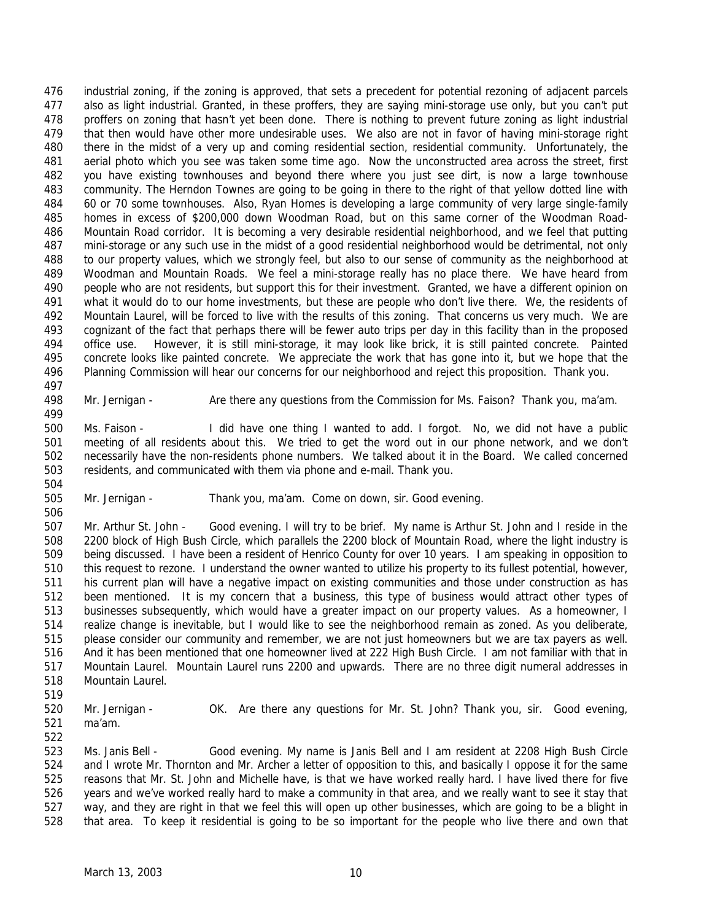industrial zoning, if the zoning is approved, that sets a precedent for potential rezoning of adjacent parcels also as light industrial. Granted, in these proffers, they are saying mini-storage use only, but you can't put proffers on zoning that hasn't yet been done. There is nothing to prevent future zoning as light industrial that then would have other more undesirable uses. We also are not in favor of having mini-storage right there in the midst of a very up and coming residential section, residential community. Unfortunately, the aerial photo which you see was taken some time ago. Now the unconstructed area across the street, first you have existing townhouses and beyond there where you just see dirt, is now a large townhouse community. The Herndon Townes are going to be going in there to the right of that yellow dotted line with 60 or 70 some townhouses. Also, Ryan Homes is developing a large community of very large single-family homes in excess of $200,000 down Woodman Road, but on this same corner of the Woodman Road-Mountain Road corridor. It is becoming a very desirable residential neighborhood, and we feel that putting mini-storage or any such use in the midst of a good residential neighborhood would be detrimental, not only to our property values, which we strongly feel, but also to our sense of community as the neighborhood at Woodman and Mountain Roads. We feel a mini-storage really has no place there. We have heard from people who are not residents, but support this for their investment. Granted, we have a different opinion on what it would do to our home investments, but these are people who don't live there. We, the residents of Mountain Laurel, will be forced to live with the results of this zoning. That concerns us very much. We are cognizant of the fact that perhaps there will be fewer auto trips per day in this facility than in the proposed office use. However, it is still mini-storage, it may look like brick, it is still painted concrete. Painted concrete looks like painted concrete. We appreciate the work that has gone into it, but we hope that the Planning Commission will hear our concerns for our neighborhood and reject this proposition. Thank you.

Mr. Jernigan - Are there any questions from the Commission for Ms. Faison? Thank you, ma'am.

Ms. Faison - I did have one thing I wanted to add. I forgot. No, we did not have a public meeting of all residents about this. We tried to get the word out in our phone network, and we don't necessarily have the non-residents phone numbers. We talked about it in the Board. We called concerned residents, and communicated with them via phone and e-mail. Thank you.

Mr. Jernigan - Thank you, ma'am. Come on down, sir. Good evening.

Mr. Arthur St. John - Good evening. I will try to be brief. My name is Arthur St. John and I reside in the 2200 block of High Bush Circle, which parallels the 2200 block of Mountain Road, where the light industry is being discussed. I have been a resident of Henrico County for over 10 years. I am speaking in opposition to this request to rezone. I understand the owner wanted to utilize his property to its fullest potential, however, his current plan will have a negative impact on existing communities and those under construction as has been mentioned. It is my concern that a business, this type of business would attract other types of businesses subsequently, which would have a greater impact on our property values. As a homeowner, I realize change is inevitable, but I would like to see the neighborhood remain as zoned. As you deliberate, please consider our community and remember, we are not just homeowners but we are tax payers as well. And it has been mentioned that one homeowner lived at 222 High Bush Circle. I am not familiar with that in Mountain Laurel. Mountain Laurel runs 2200 and upwards. There are no three digit numeral addresses in Mountain Laurel.

Mr. Jernigan - OK. Are there any questions for Mr. St. John? Thank you, sir. Good evening, ma'am.

Ms. Janis Bell - Good evening. My name is Janis Bell and I am resident at 2208 High Bush Circle and I wrote Mr. Thornton and Mr. Archer a letter of opposition to this, and basically I oppose it for the same reasons that Mr. St. John and Michelle have, is that we have worked really hard. I have lived there for five years and we've worked really hard to make a community in that area, and we really want to see it stay that way, and they are right in that we feel this will open up other businesses, which are going to be a blight in that area. To keep it residential is going to be so important for the people who live there and own that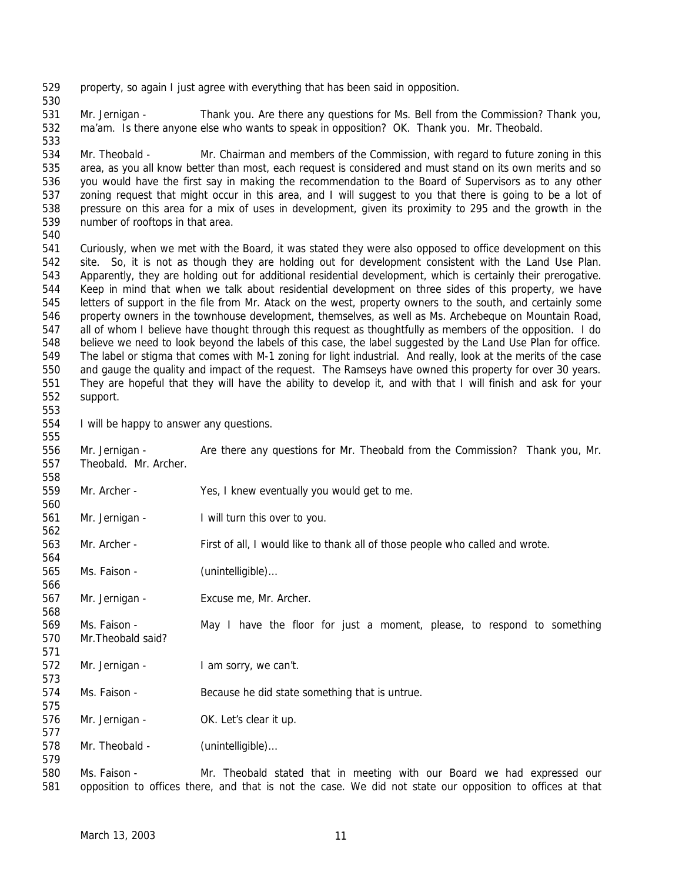property, so again I just agree with everything that has been said in opposition.

Mr. Jernigan - Thank you. Are there any questions for Ms. Bell from the Commission? Thank you, ma'am. Is there anyone else who wants to speak in opposition? OK. Thank you. Mr. Theobald.

Mr. Theobald - Mr. Chairman and members of the Commission, with regard to future zoning in this area, as you all know better than most, each request is considered and must stand on its own merits and so you would have the first say in making the recommendation to the Board of Supervisors as to any other zoning request that might occur in this area, and I will suggest to you that there is going to be a lot of pressure on this area for a mix of uses in development, given its proximity to 295 and the growth in the number of rooftops in that area.

Curiously, when we met with the Board, it was stated they were also opposed to office development on this site. So, it is not as though they are holding out for development consistent with the Land Use Plan. Apparently, they are holding out for additional residential development, which is certainly their prerogative. Keep in mind that when we talk about residential development on three sides of this property, we have letters of support in the file from Mr. Atack on the west, property owners to the south, and certainly some property owners in the townhouse development, themselves, as well as Ms. Archebeque on Mountain Road, all of whom I believe have thought through this request as thoughtfully as members of the opposition. I do believe we need to look beyond the labels of this case, the label suggested by the Land Use Plan for office. The label or stigma that comes with M-1 zoning for light industrial. And really, look at the merits of the case and gauge the quality and impact of the request. The Ramseys have owned this property for over 30 years. They are hopeful that they will have the ability to develop it, and with that I will finish and ask for your support.

I will be happy to answer any questions.

Mr. Jernigan - Are there any questions for Mr. Theobald from the Commission? Thank you, Mr. Theobald. Mr. Archer.

Mr. Archer - Yes, I knew eventually you would get to me.

Mr. Jernigan - I will turn this over to you.

Mr. Archer - First of all, I would like to thank all of those people who called and wrote.

Ms. Faison - (unintelligible)…

Mr. Jernigan - Excuse me, Mr. Archer.

Ms. Faison - May I have the floor for just a moment, please, to respond to something Mr.Theobald said?

Mr. Jernigan - I am sorry, we can't.

Ms. Faison - Because he did state something that is untrue.

Mr. Jernigan - OK. Let's clear it up.

Mr. Theobald - (unintelligible)…

Ms. Faison - Mr. Theobald stated that in meeting with our Board we had expressed our opposition to offices there, and that is not the case. We did not state our opposition to offices at that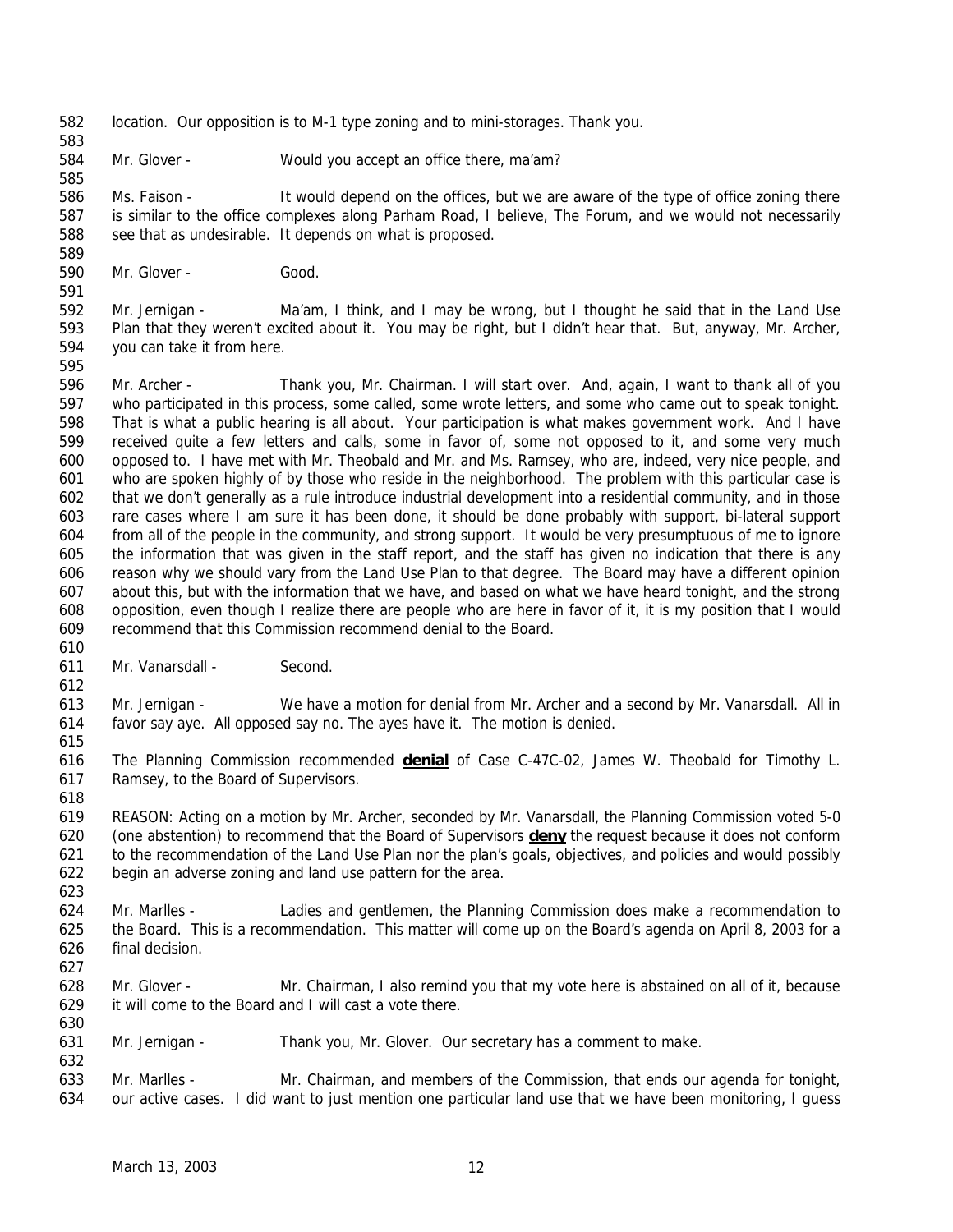location. Our opposition is to M-1 type zoning and to mini-storages. Thank you.

Mr. Glover - Would you accept an office there, ma'am?

Ms. Faison - It would depend on the offices, but we are aware of the type of office zoning there is similar to the office complexes along Parham Road, I believe, The Forum, and we would not necessarily see that as undesirable. It depends on what is proposed.

Mr. Glover - Good.

Mr. Jernigan - Ma'am, I think, and I may be wrong, but I thought he said that in the Land Use Plan that they weren't excited about it. You may be right, but I didn't hear that. But, anyway, Mr. Archer, you can take it from here.

Mr. Archer - Thank you, Mr. Chairman. I will start over. And, again, I want to thank all of you who participated in this process, some called, some wrote letters, and some who came out to speak tonight. That is what a public hearing is all about. Your participation is what makes government work. And I have received quite a few letters and calls, some in favor of, some not opposed to it, and some very much opposed to. I have met with Mr. Theobald and Mr. and Ms. Ramsey, who are, indeed, very nice people, and who are spoken highly of by those who reside in the neighborhood. The problem with this particular case is that we don't generally as a rule introduce industrial development into a residential community, and in those rare cases where I am sure it has been done, it should be done probably with support, bi-lateral support from all of the people in the community, and strong support. It would be very presumptuous of me to ignore the information that was given in the staff report, and the staff has given no indication that there is any reason why we should vary from the Land Use Plan to that degree. The Board may have a different opinion about this, but with the information that we have, and based on what we have heard tonight, and the strong opposition, even though I realize there are people who are here in favor of it, it is my position that I would recommend that this Commission recommend denial to the Board.

Mr. Vanarsdall - Second.

Mr. Jernigan - We have a motion for denial from Mr. Archer and a second by Mr. Vanarsdall. All in favor say aye. All opposed say no. The ayes have it. The motion is denied.

The Planning Commission recommended **denial** of Case C-47C-02, James W. Theobald for Timothy L. Ramsey, to the Board of Supervisors.

REASON: Acting on a motion by Mr. Archer, seconded by Mr. Vanarsdall, the Planning Commission voted 5-0 (one abstention) to recommend that the Board of Supervisors **deny** the request because it does not conform to the recommendation of the Land Use Plan nor the plan's goals, objectives, and policies and would possibly begin an adverse zoning and land use pattern for the area.

Mr. Marlles - Ladies and gentlemen, the Planning Commission does make a recommendation to the Board. This is a recommendation. This matter will come up on the Board's agenda on April 8, 2003 for a final decision.

Mr. Glover - Mr. Chairman, I also remind you that my vote here is abstained on all of it, because it will come to the Board and I will cast a vote there.

Mr. Jernigan - Thank you, Mr. Glover. Our secretary has a comment to make.

Mr. Marlles - Mr. Chairman, and members of the Commission, that ends our agenda for tonight, our active cases. I did want to just mention one particular land use that we have been monitoring, I guess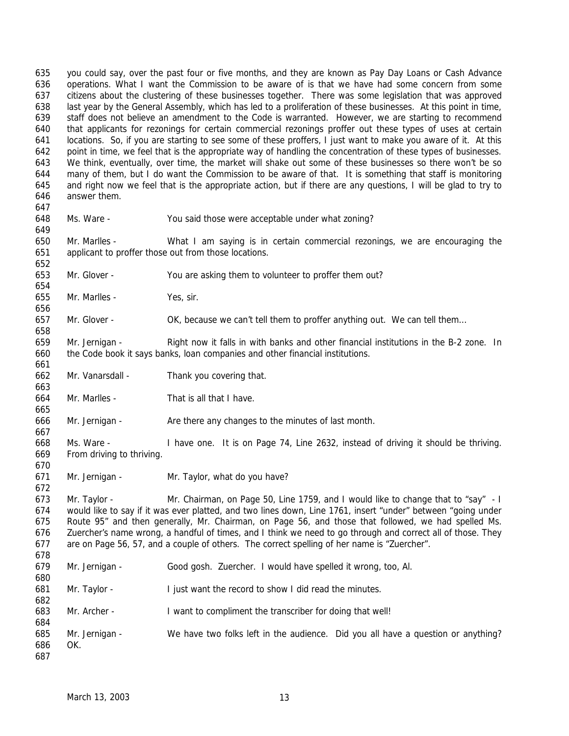you could say, over the past four or five months, and they are known as Pay Day Loans or Cash Advance operations. What I want the Commission to be aware of is that we have had some concern from some citizens about the clustering of these businesses together. There was some legislation that was approved last year by the General Assembly, which has led to a proliferation of these businesses. At this point in time, staff does not believe an amendment to the Code is warranted. However, we are starting to recommend that applicants for rezonings for certain commercial rezonings proffer out these types of uses at certain locations. So, if you are starting to see some of these proffers, I just want to make you aware of it. At this point in time, we feel that is the appropriate way of handling the concentration of these types of businesses. We think, eventually, over time, the market will shake out some of these businesses so there won't be so many of them, but I do want the Commission to be aware of that. It is something that staff is monitoring and right now we feel that is the appropriate action, but if there are any questions, I will be glad to try to answer them.

Ms. Ware - You said those were acceptable under what zoning?

Mr. Marlles - What I am saying is in certain commercial rezonings, we are encouraging the applicant to proffer those out from those locations.

Mr. Glover - You are asking them to volunteer to proffer them out?

Mr. Marlles - Yes, sir.

Mr. Glover - OK, because we can't tell them to proffer anything out. We can tell them…

Mr. Jernigan - Right now it falls in with banks and other financial institutions in the B-2 zone. In the Code book it says banks, loan companies and other financial institutions.

Mr. Vanarsdall - Thank you covering that.

Mr. Marlles - That is all that I have.

Mr. Jernigan - Are there any changes to the minutes of last month.

Ms. Ware - I have one. It is on Page 74, Line 2632, instead of driving it should be thriving. From driving to thriving.

Mr. Jernigan - Mr. Taylor, what do you have?

Mr. Taylor - Mr. Chairman, on Page 50, Line 1759, and I would like to change that to "say" - I would like to say if it was ever platted, and two lines down, Line 1761, insert "under" between "going under Route 95" and then generally, Mr. Chairman, on Page 56, and those that followed, we had spelled Ms. Zuercher's name wrong, a handful of times, and I think we need to go through and correct all of those. They are on Page 56, 57, and a couple of others. The correct spelling of her name is "Zuercher".

Mr. Jernigan - Good gosh. Zuercher. I would have spelled it wrong, too, Al.

Mr. Taylor - I just want the record to show I did read the minutes.

Mr. Archer - I want to compliment the transcriber for doing that well!

Mr. Jernigan - We have two folks left in the audience. Did you all have a question or anything? OK.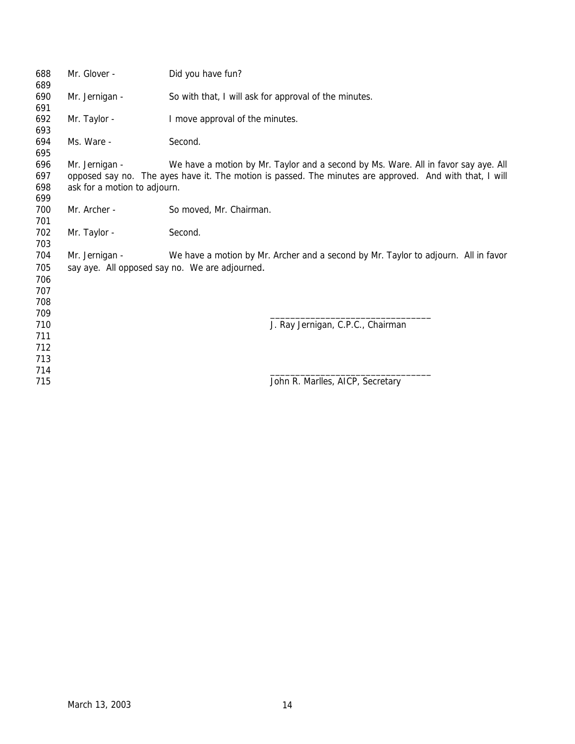688 Mr. Glover - Did you have fun?

690 Mr. Jernigan - So with that, I will ask for approval of the minutes.

692 Mr. Taylor - I move approval of the minutes.

694 Ms. Ware - Second.

696 Mr. Jernigan - We have a motion by Mr. Taylor and a second by Ms. Ware. All in favor say aye. All
697 opposed say no. The ayes have it. The motion is passed. The minutes are approved. And with that, I will
698 ask for a motion to adjourn.

700 Mr. Archer - So moved, Mr. Chairman.

702 Mr. Taylor - Second.

704 Mr. Jernigan - We have a motion by Mr. Archer and a second by Mr. Taylor to adjourn. All in favor
705 say aye. All opposed say no. We are adjourned.

709 ________________________________
710 J. Ray Jernigan, C.P.C., Chairman

714 ________________________________
715 John R. Marlles, AICP, Secretary

March 13, 2003